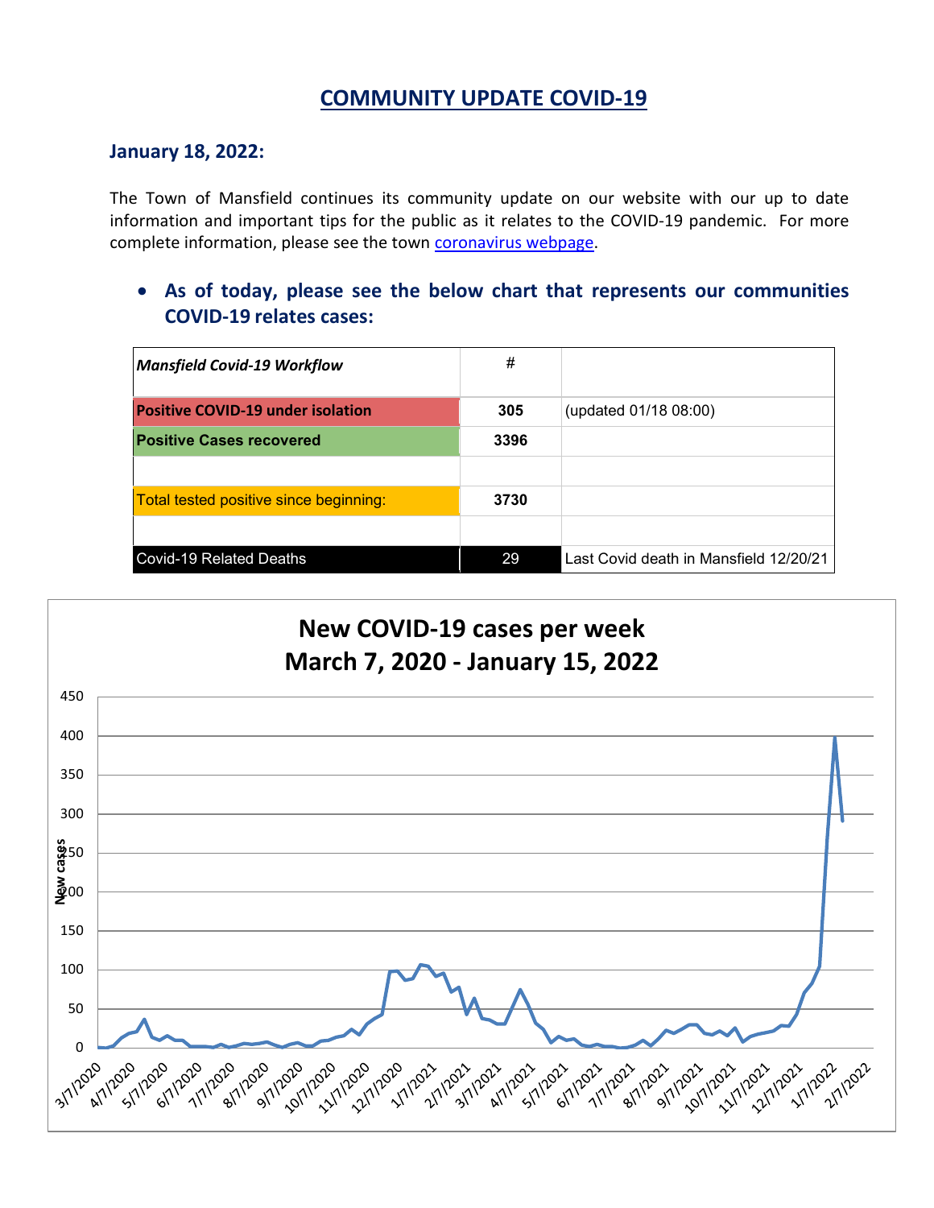# COMMUNITY UPDATE COVID-19

## January 18, 2022:

The Town of Mansfield continues its community update on our website with our up to date information and important tips for the public as it relates to the COVID-19 pandemic. For more complete information, please see the town coronavirus webpage.

- **As of today, please see the below chart that represents our communities COVID-19 relates cases:**

| ***Mansfield Covid-19 Workflow*** | # | |
|---|---|---|
| **Positive COVID-19 under isolation** | **305** | (updated 01/18 08:00) |
| **Positive Cases recovered** | **3396** | |
| | | |
| Total tested positive since beginning: | **3730** | |
| | | |
| Covid-19 Related Deaths | 29 | Last Covid death in Mansfield 12/20/21 |

**New COVID-19 cases per week**
**March 7, 2020 - January 15, 2022**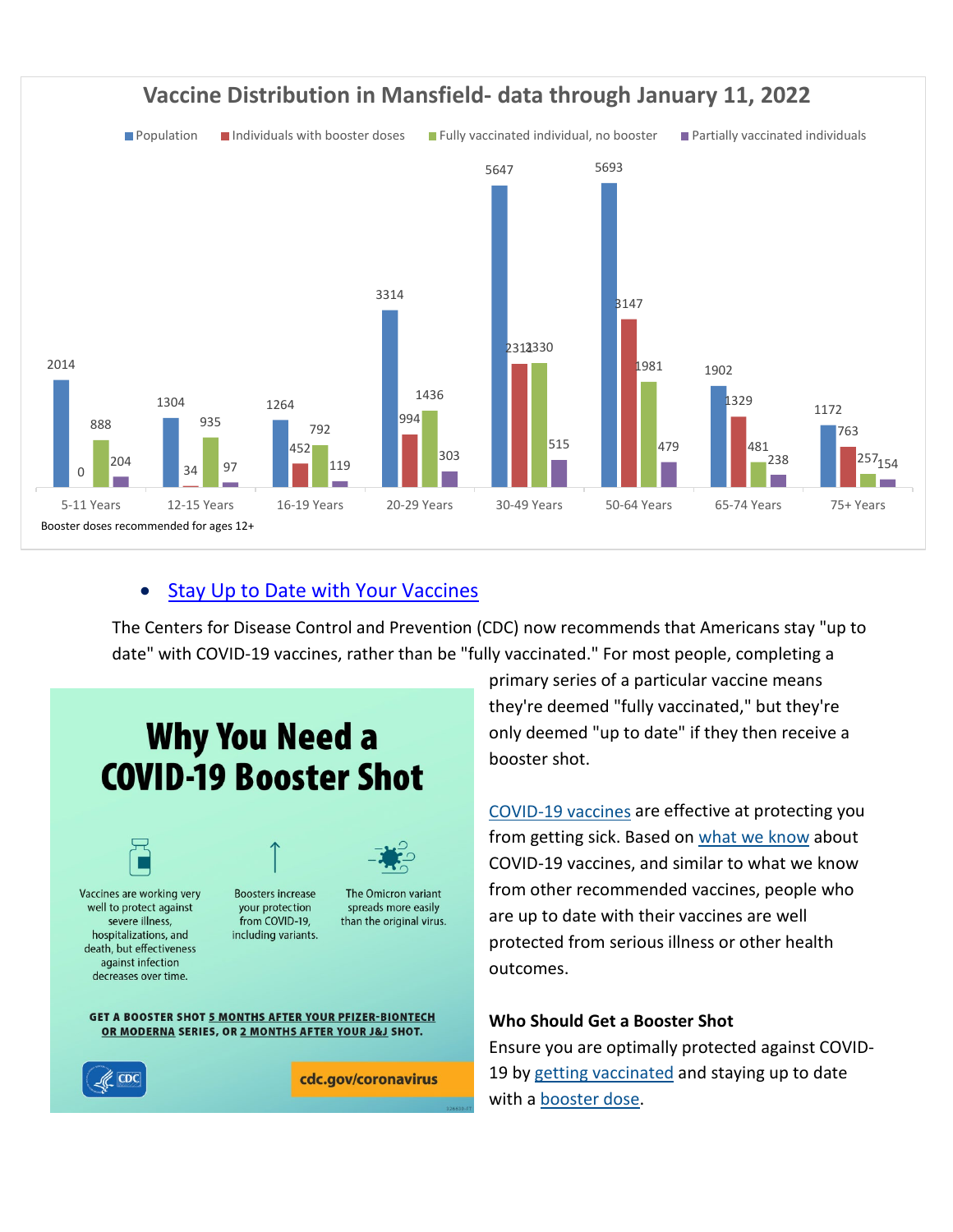## Vaccine Distribution in Mansfield- data through January 11, 2022

| Age Group | Population | Individuals with booster doses | Fully vaccinated individual, no booster | Partially vaccinated individuals |
| --- | --- | --- | --- | --- |
| 5-11 Years | 2014 | 0 | 888 | 204 |
| 12-15 Years | 1304 | 34 | 935 | 97 |
| 16-19 Years | 1264 | 452 | 792 | 119 |
| 20-29 Years | 3314 | 994 | 1436 | 303 |
| 30-49 Years | 5647 | 2312 | 2330 | 515 |
| 50-64 Years | 5693 | 3147 | 1981 | 479 |
| 65-74 Years | 1902 | 1329 | 481 | 238 |
| 75+ Years | 1172 | 763 | 257 | 154 |

Booster doses recommended for ages 12+

- Stay Up to Date with Your Vaccines

The Centers for Disease Control and Prevention (CDC) now recommends that Americans stay "up to date" with COVID-19 vaccines, rather than be "fully vaccinated." For most people, completing a primary series of a particular vaccine means they're deemed "fully vaccinated," but they're only deemed "up to date" if they then receive a booster shot.

**Why You Need a COVID-19 Booster Shot**

Vaccines are working very well to protect against severe illness, hospitalizations, and death, but effectiveness against infection decreases over time.

Boosters increase your protection from COVID-19, including variants.

The Omicron variant spreads more easily than the original virus.

**GET A BOOSTER SHOT 5 MONTHS AFTER YOUR PFIZER-BIONTECH OR MODERNA SERIES, OR 2 MONTHS AFTER YOUR J&J SHOT.**

CDC

cdc.gov/coronavirus

COVID-19 vaccines are effective at protecting you from getting sick. Based on what we know about COVID-19 vaccines, and similar to what we know from other recommended vaccines, people who are up to date with their vaccines are well protected from serious illness or other health outcomes.

**Who Should Get a Booster Shot**

Ensure you are optimally protected against COVID-19 by getting vaccinated and staying up to date with a booster dose.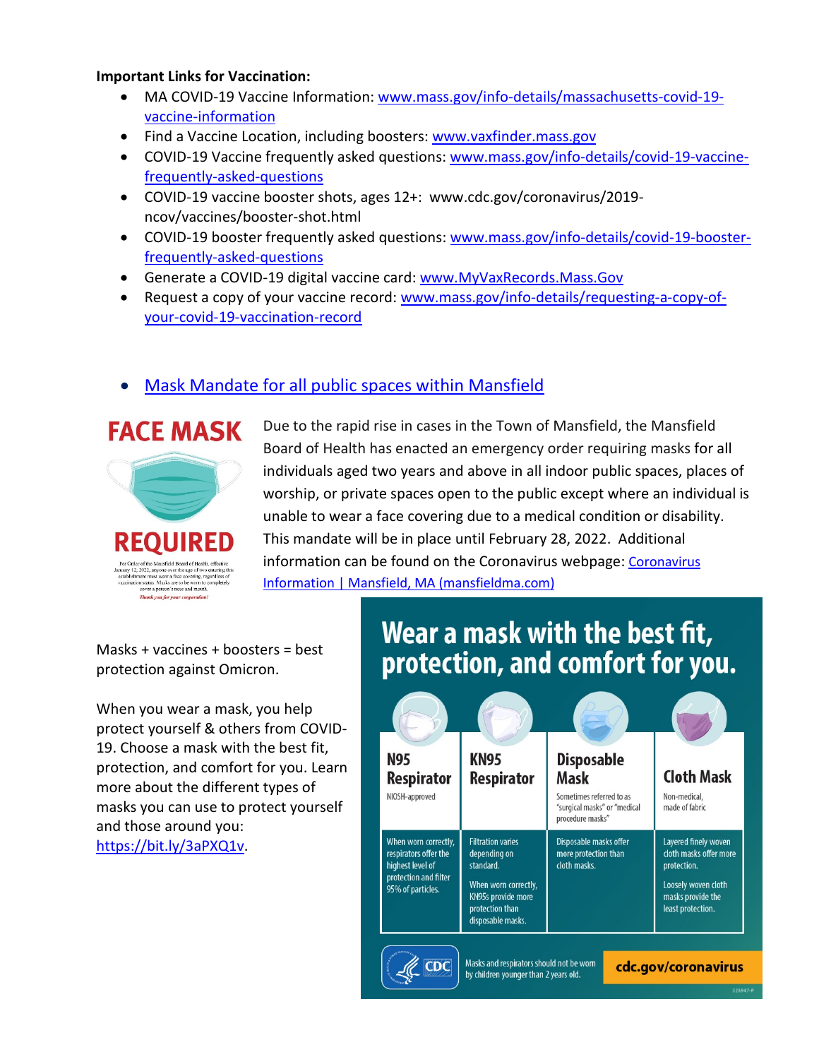**Important Links for Vaccination:**

- MA COVID-19 Vaccine Information: www.mass.gov/info-details/massachusetts-covid-19-vaccine-information
- Find a Vaccine Location, including boosters: www.vaxfinder.mass.gov
- COVID-19 Vaccine frequently asked questions: www.mass.gov/info-details/covid-19-vaccine-frequently-asked-questions
- COVID-19 vaccine booster shots, ages 12+: www.cdc.gov/coronavirus/2019-ncov/vaccines/booster-shot.html
- COVID-19 booster frequently asked questions: www.mass.gov/info-details/covid-19-booster-frequently-asked-questions
- Generate a COVID-19 digital vaccine card: www.MyVaxRecords.Mass.Gov
- Request a copy of your vaccine record: www.mass.gov/info-details/requesting-a-copy-of-your-covid-19-vaccination-record

- Mask Mandate for all public spaces within Mansfield

FACE MASK REQUIRED

Per Order of the Mansfield Board of Health, effective January 12, 2022, anyone over the age of two entering this establishment must wear a face covering, regardless of vaccination status. Masks are to be worn to completely cover a person's nose and mouth.

*Thank you for your cooperation!*

Due to the rapid rise in cases in the Town of Mansfield, the Mansfield Board of Health has enacted an emergency order requiring masks for all individuals aged two years and above in all indoor public spaces, places of worship, or private spaces open to the public except where an individual is unable to wear a face covering due to a medical condition or disability. This mandate will be in place until February 28, 2022. Additional information can be found on the Coronavirus webpage: Coronavirus Information | Mansfield, MA (mansfieldma.com)

Masks + vaccines + boosters = best protection against Omicron.

When you wear a mask, you help protect yourself & others from COVID-19. Choose a mask with the best fit, protection, and comfort for you. Learn more about the different types of masks you can use to protect yourself and those around you: https://bit.ly/3aPXQ1v.

## Wear a mask with the best fit, protection, and comfort for you.

| N95 Respirator | KN95 Respirator | Disposable Mask | Cloth Mask |
|---|---|---|---|
| NIOSH-approved | | Sometimes referred to as "surgical masks" or "medical procedure masks" | Non-medical, made of fabric |
| When worn correctly, respirators offer the highest level of protection and filter 95% of particles. | Filtration varies depending on standard. When worn correctly, KN95s provide more protection than disposable masks. | Disposable masks offer more protection than cloth masks. | Layered finely woven cloth masks offer more protection. Loosely woven cloth masks provide the least protection. |

Masks and respirators should not be worn by children younger than 2 years old.

cdc.gov/coronavirus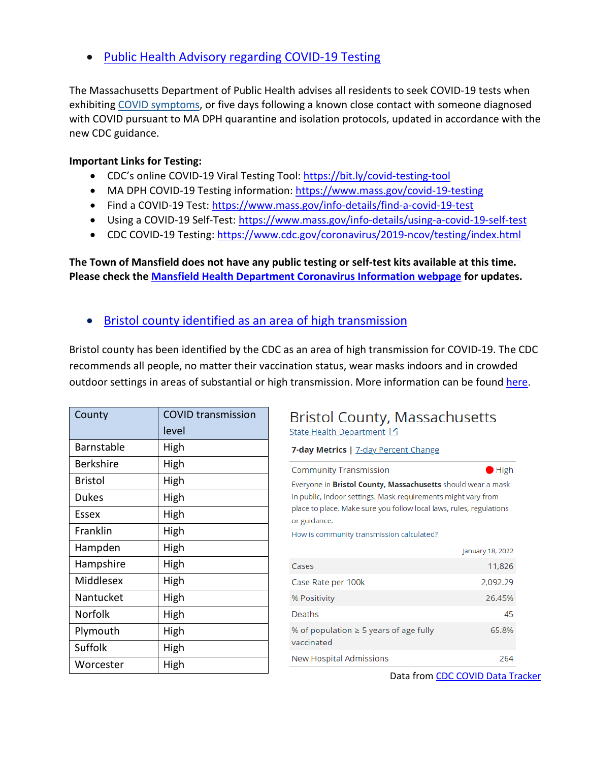- [Public Health Advisory regarding COVID-19 Testing]

The Massachusetts Department of Public Health advises all residents to seek COVID-19 tests when exhibiting [COVID symptoms], or five days following a known close contact with someone diagnosed with COVID pursuant to MA DPH quarantine and isolation protocols, updated in accordance with the new CDC guidance.

**Important Links for Testing:**

- CDC's online COVID-19 Viral Testing Tool: https://bit.ly/covid-testing-tool
- MA DPH COVID-19 Testing information: https://www.mass.gov/covid-19-testing
- Find a COVID-19 Test: https://www.mass.gov/info-details/find-a-covid-19-test
- Using a COVID-19 Self-Test: https://www.mass.gov/info-details/using-a-covid-19-self-test
- CDC COVID-19 Testing: https://www.cdc.gov/coronavirus/2019-ncov/testing/index.html

**The Town of Mansfield does not have any public testing or self-test kits available at this time. Please check the [Mansfield Health Department Coronavirus Information webpage] for updates.**

- [Bristol county identified as an area of high transmission]

Bristol county has been identified by the CDC as an area of high transmission for COVID-19. The CDC recommends all people, no matter their vaccination status, wear masks indoors and in crowded outdoor settings in areas of substantial or high transmission. More information can be found [here].

| County | COVID transmission level |
|---|---|
| Barnstable | High |
| Berkshire | High |
| Bristol | High |
| Dukes | High |
| Essex | High |
| Franklin | High |
| Hampden | High |
| Hampshire | High |
| Middlesex | High |
| Nantucket | High |
| Norfolk | High |
| Plymouth | High |
| Suffolk | High |
| Worcester | High |

## Bristol County, Massachusetts

[State Health Department]

**7-day Metrics** | [7-day Percent Change]

Community Transmission: High

Everyone in **Bristol County, Massachusetts** should wear a mask in public, indoor settings. Mask requirements might vary from place to place. Make sure you follow local laws, rules, regulations or guidance.

How is community transmission calculated?

| | January 18, 2022 |
|---|---|
| Cases | 11,826 |
| Case Rate per 100k | 2,092.29 |
| % Positivity | 26.45% |
| Deaths | 45 |
| % of population ≥ 5 years of age fully vaccinated | 65.8% |
| New Hospital Admissions | 264 |

Data from [CDC COVID Data Tracker]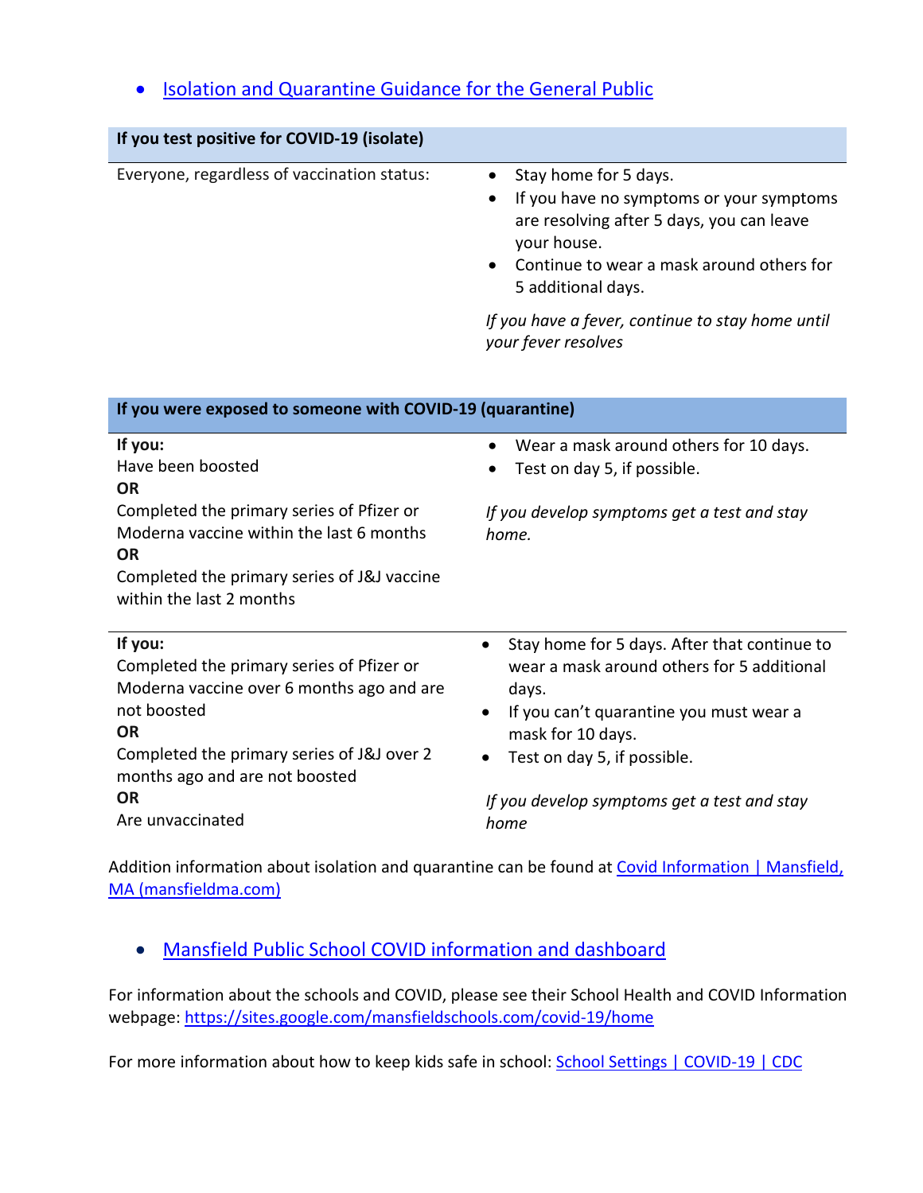- [Isolation and Quarantine Guidance for the General Public]()

| If you test positive for COVID-19 (isolate) | |
|---|---|
| Everyone, regardless of vaccination status: | • Stay home for 5 days.<br>• If you have no symptoms or your symptoms are resolving after 5 days, you can leave your house.<br>• Continue to wear a mask around others for 5 additional days.<br><br>*If you have a fever, continue to stay home until your fever resolves* |

| If you were exposed to someone with COVID-19 (quarantine) | |
|---|---|
| **If you:**<br>Have been boosted<br>**OR**<br>Completed the primary series of Pfizer or Moderna vaccine within the last 6 months<br>**OR**<br>Completed the primary series of J&J vaccine within the last 2 months | • Wear a mask around others for 10 days.<br>• Test on day 5, if possible.<br><br>*If you develop symptoms get a test and stay home.* |
| **If you:**<br>Completed the primary series of Pfizer or Moderna vaccine over 6 months ago and are not boosted<br>**OR**<br>Completed the primary series of J&J over 2 months ago and are not boosted<br>**OR**<br>Are unvaccinated | • Stay home for 5 days. After that continue to wear a mask around others for 5 additional days.<br>• If you can't quarantine you must wear a mask for 10 days.<br>• Test on day 5, if possible.<br><br>*If you develop symptoms get a test and stay home* |

Addition information about isolation and quarantine can be found at [Covid Information | Mansfield, MA (mansfieldma.com)]()

- [Mansfield Public School COVID information and dashboard]()

For information about the schools and COVID, please see their School Health and COVID Information webpage: [https://sites.google.com/mansfieldschools.com/covid-19/home](https://sites.google.com/mansfieldschools.com/covid-19/home)

For more information about how to keep kids safe in school: [School Settings | COVID-19 | CDC]()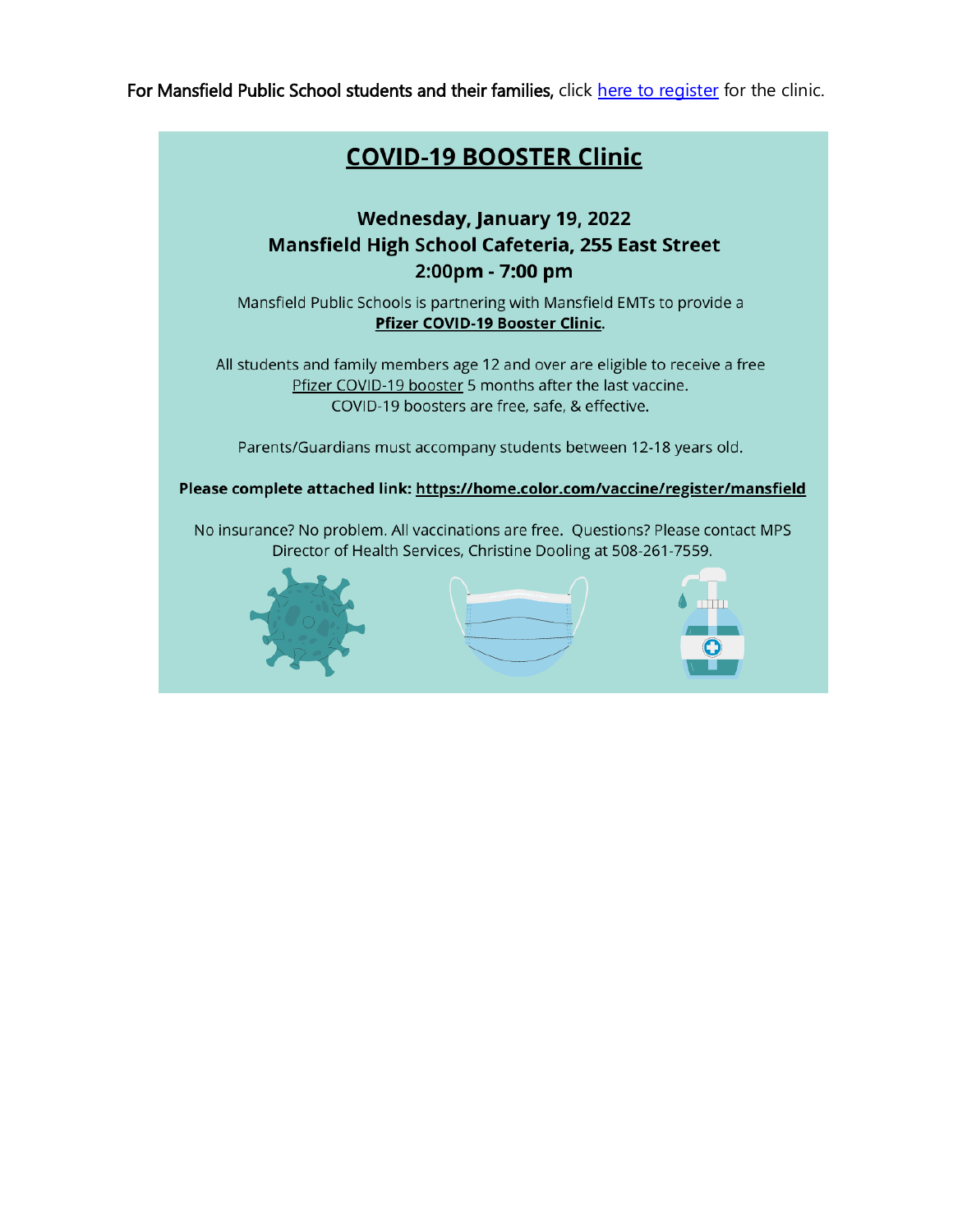**For Mansfield Public School students and their families,** click here to register for the clinic.

# COVID-19 BOOSTER Clinic

**Wednesday, January 19, 2022**
**Mansfield High School Cafeteria, 255 East Street**
**2:00pm - 7:00 pm**

Mansfield Public Schools is partnering with Mansfield EMTs to provide a **Pfizer COVID-19 Booster Clinic**.

All students and family members age 12 and over are eligible to receive a free Pfizer COVID-19 booster 5 months after the last vaccine.
COVID-19 boosters are free, safe, & effective.

Parents/Guardians must accompany students between 12-18 years old.

**Please complete attached link: https://home.color.com/vaccine/register/mansfield**

No insurance? No problem. All vaccinations are free. Questions? Please contact MPS Director of Health Services, Christine Dooling at 508-261-7559.